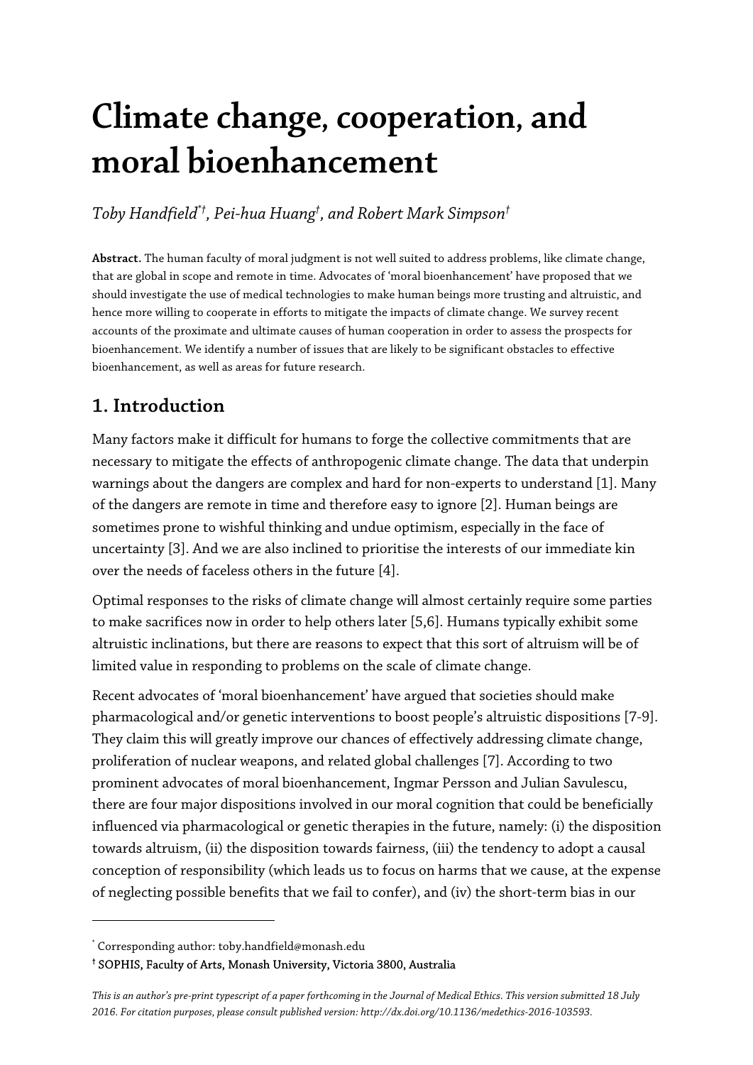# Climate change, cooperation, and moral bioenhancement

*Toby Handfield[*†], Pei-hua Huang[†], and Robert Mark Simpson[†]*

**Abstract.** The human faculty of moral judgment is not well suited to address problems, like climate change, that are global in scope and remote in time. Advocates of 'moral bioenhancement' have proposed that we should investigate the use of medical technologies to make human beings more trusting and altruistic, and hence more willing to cooperate in efforts to mitigate the impacts of climate change. We survey recent accounts of the proximate and ultimate causes of human cooperation in order to assess the prospects for bioenhancement. We identify a number of issues that are likely to be significant obstacles to effective bioenhancement, as well as areas for future research.

## 1. Introduction

Many factors make it difficult for humans to forge the collective commitments that are necessary to mitigate the effects of anthropogenic climate change. The data that underpin warnings about the dangers are complex and hard for non-experts to understand [1]. Many of the dangers are remote in time and therefore easy to ignore [2]. Human beings are sometimes prone to wishful thinking and undue optimism, especially in the face of uncertainty [3]. And we are also inclined to prioritise the interests of our immediate kin over the needs of faceless others in the future [4].

Optimal responses to the risks of climate change will almost certainly require some parties to make sacrifices now in order to help others later [5,6]. Humans typically exhibit some altruistic inclinations, but there are reasons to expect that this sort of altruism will be of limited value in responding to problems on the scale of climate change.

Recent advocates of 'moral bioenhancement' have argued that societies should make pharmacological and/or genetic interventions to boost people's altruistic dispositions [7-9]. They claim this will greatly improve our chances of effectively addressing climate change, proliferation of nuclear weapons, and related global challenges [7]. According to two prominent advocates of moral bioenhancement, Ingmar Persson and Julian Savulescu, there are four major dispositions involved in our moral cognition that could be beneficially influenced via pharmacological or genetic therapies in the future, namely: (i) the disposition towards altruism, (ii) the disposition towards fairness, (iii) the tendency to adopt a causal conception of responsibility (which leads us to focus on harms that we cause, at the expense of neglecting possible benefits that we fail to confer), and (iv) the short-term bias in our

---

[*] Corresponding author: toby.handfield@monash.edu

[†] SOPHIS, Faculty of Arts, Monash University, Victoria 3800, Australia

*This is an author's pre-print typescript of a paper forthcoming in the Journal of Medical Ethics. This version submitted 18 July 2016. For citation purposes, please consult published version: http://dx.doi.org/10.1136/medethics-2016-103593.*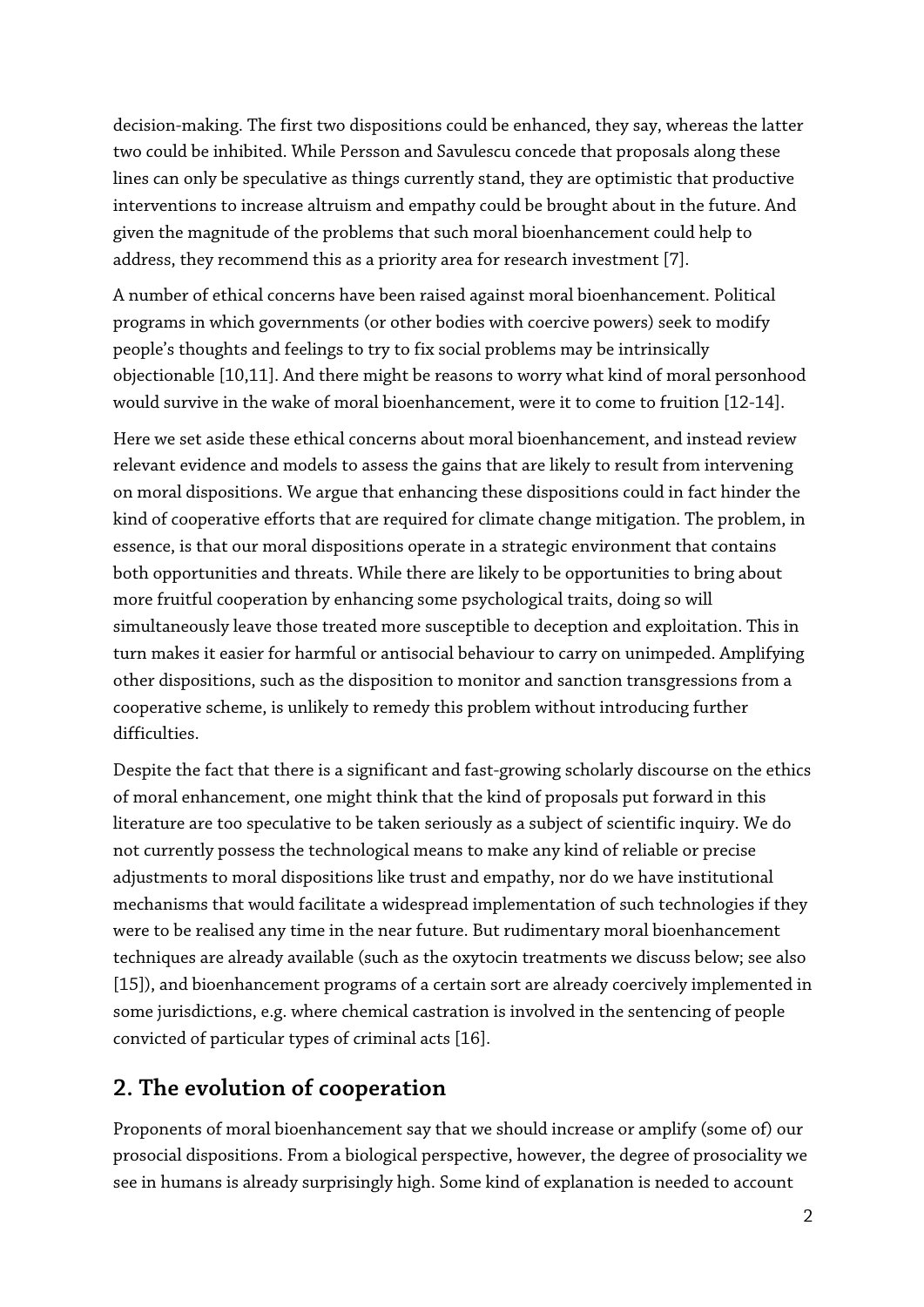decision-making. The first two dispositions could be enhanced, they say, whereas the latter two could be inhibited. While Persson and Savulescu concede that proposals along these lines can only be speculative as things currently stand, they are optimistic that productive interventions to increase altruism and empathy could be brought about in the future. And given the magnitude of the problems that such moral bioenhancement could help to address, they recommend this as a priority area for research investment [7].

A number of ethical concerns have been raised against moral bioenhancement. Political programs in which governments (or other bodies with coercive powers) seek to modify people's thoughts and feelings to try to fix social problems may be intrinsically objectionable [10,11]. And there might be reasons to worry what kind of moral personhood would survive in the wake of moral bioenhancement, were it to come to fruition [12-14].

Here we set aside these ethical concerns about moral bioenhancement, and instead review relevant evidence and models to assess the gains that are likely to result from intervening on moral dispositions. We argue that enhancing these dispositions could in fact hinder the kind of cooperative efforts that are required for climate change mitigation. The problem, in essence, is that our moral dispositions operate in a strategic environment that contains both opportunities and threats. While there are likely to be opportunities to bring about more fruitful cooperation by enhancing some psychological traits, doing so will simultaneously leave those treated more susceptible to deception and exploitation. This in turn makes it easier for harmful or antisocial behaviour to carry on unimpeded. Amplifying other dispositions, such as the disposition to monitor and sanction transgressions from a cooperative scheme, is unlikely to remedy this problem without introducing further difficulties.

Despite the fact that there is a significant and fast-growing scholarly discourse on the ethics of moral enhancement, one might think that the kind of proposals put forward in this literature are too speculative to be taken seriously as a subject of scientific inquiry. We do not currently possess the technological means to make any kind of reliable or precise adjustments to moral dispositions like trust and empathy, nor do we have institutional mechanisms that would facilitate a widespread implementation of such technologies if they were to be realised any time in the near future. But rudimentary moral bioenhancement techniques are already available (such as the oxytocin treatments we discuss below; see also [15]), and bioenhancement programs of a certain sort are already coercively implemented in some jurisdictions, e.g. where chemical castration is involved in the sentencing of people convicted of particular types of criminal acts [16].

## 2. The evolution of cooperation

Proponents of moral bioenhancement say that we should increase or amplify (some of) our prosocial dispositions. From a biological perspective, however, the degree of prosociality we see in humans is already surprisingly high. Some kind of explanation is needed to account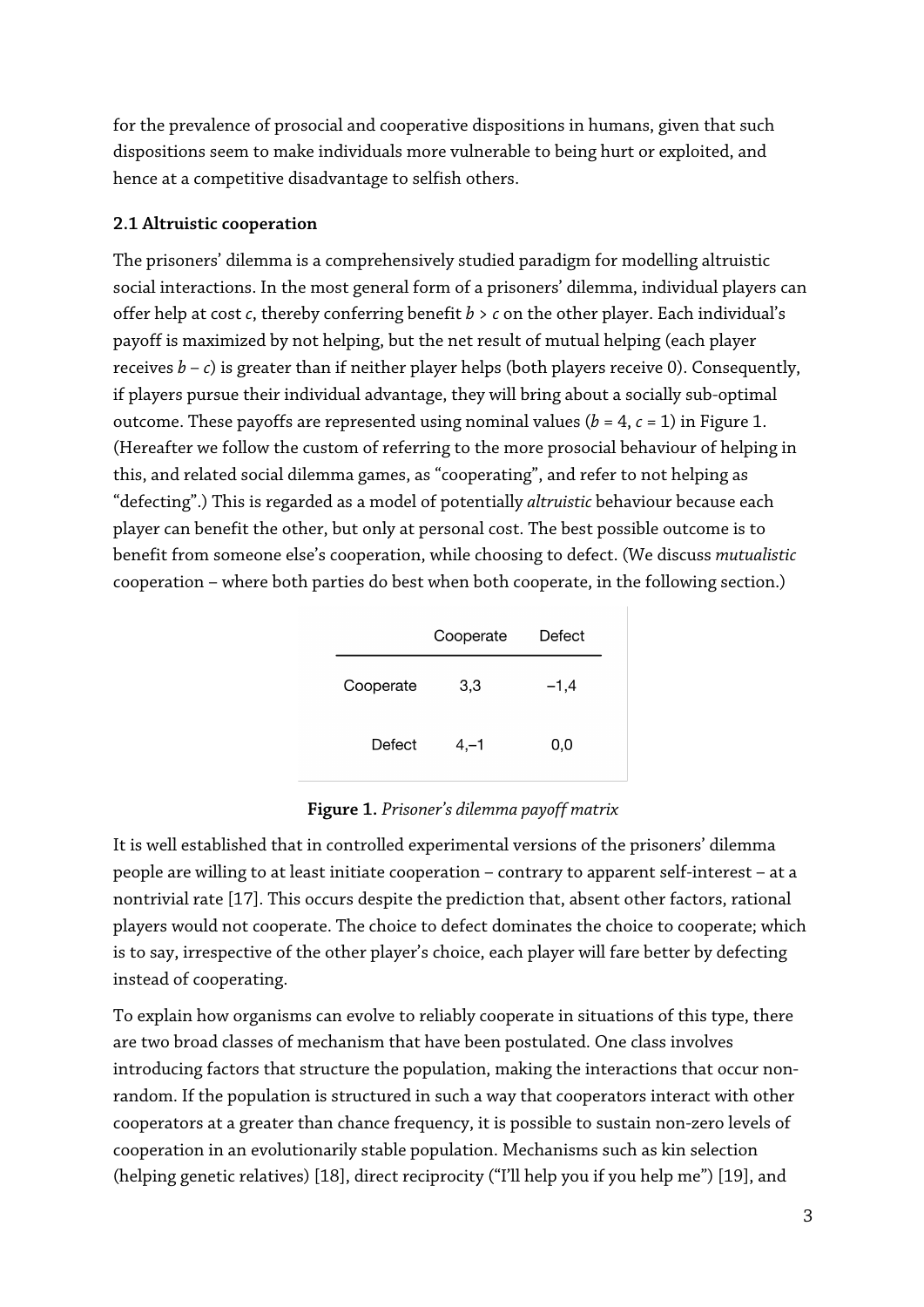for the prevalence of prosocial and cooperative dispositions in humans, given that such dispositions seem to make individuals more vulnerable to being hurt or exploited, and hence at a competitive disadvantage to selfish others.

### 2.1 Altruistic cooperation

The prisoners' dilemma is a comprehensively studied paradigm for modelling altruistic social interactions. In the most general form of a prisoners' dilemma, individual players can offer help at cost $c$, thereby conferring benefit $b > c$ on the other player. Each individual's payoff is maximized by not helping, but the net result of mutual helping (each player receives $b - c$) is greater than if neither player helps (both players receive 0). Consequently, if players pursue their individual advantage, they will bring about a socially sub-optimal outcome. These payoffs are represented using nominal values ($b = 4$, $c = 1$) in Figure 1. (Hereafter we follow the custom of referring to the more prosocial behaviour of helping in this, and related social dilemma games, as "cooperating", and refer to not helping as "defecting".) This is regarded as a model of potentially *altruistic* behaviour because each player can benefit the other, but only at personal cost. The best possible outcome is to benefit from someone else's cooperation, while choosing to defect. (We discuss *mutualistic* cooperation – where both parties do best when both cooperate, in the following section.)

| | Cooperate | Defect |
|---|---|---|
| Cooperate | 3,3 | −1,4 |
| Defect | 4,−1 | 0,0 |

**Figure 1.** *Prisoner's dilemma payoff matrix*

It is well established that in controlled experimental versions of the prisoners' dilemma people are willing to at least initiate cooperation – contrary to apparent self-interest – at a nontrivial rate [17]. This occurs despite the prediction that, absent other factors, rational players would not cooperate. The choice to defect dominates the choice to cooperate; which is to say, irrespective of the other player's choice, each player will fare better by defecting instead of cooperating.

To explain how organisms can evolve to reliably cooperate in situations of this type, there are two broad classes of mechanism that have been postulated. One class involves introducing factors that structure the population, making the interactions that occur non-random. If the population is structured in such a way that cooperators interact with other cooperators at a greater than chance frequency, it is possible to sustain non-zero levels of cooperation in an evolutionarily stable population. Mechanisms such as kin selection (helping genetic relatives) [18], direct reciprocity ("I'll help you if you help me") [19], and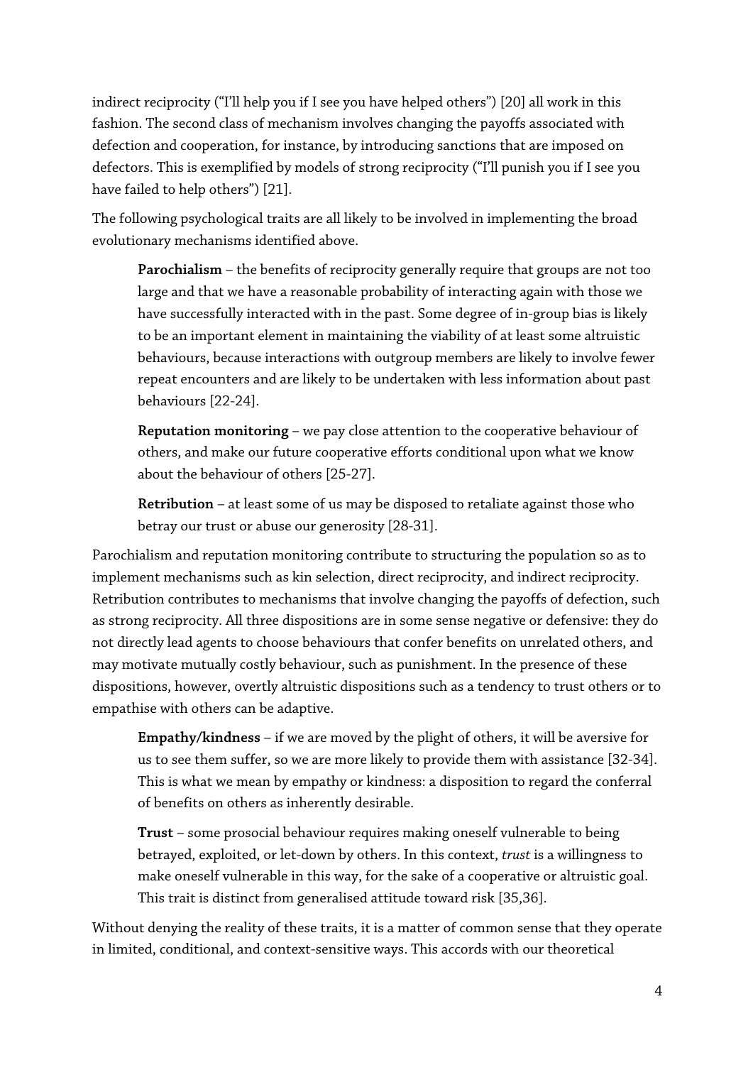indirect reciprocity ("I'll help you if I see you have helped others") [20] all work in this fashion. The second class of mechanism involves changing the payoffs associated with defection and cooperation, for instance, by introducing sanctions that are imposed on defectors. This is exemplified by models of strong reciprocity ("I'll punish you if I see you have failed to help others") [21].

The following psychological traits are all likely to be involved in implementing the broad evolutionary mechanisms identified above.

> **Parochialism** – the benefits of reciprocity generally require that groups are not too large and that we have a reasonable probability of interacting again with those we have successfully interacted with in the past. Some degree of in-group bias is likely to be an important element in maintaining the viability of at least some altruistic behaviours, because interactions with outgroup members are likely to involve fewer repeat encounters and are likely to be undertaken with less information about past behaviours [22-24].
>
> **Reputation monitoring** – we pay close attention to the cooperative behaviour of others, and make our future cooperative efforts conditional upon what we know about the behaviour of others [25-27].
>
> **Retribution** – at least some of us may be disposed to retaliate against those who betray our trust or abuse our generosity [28-31].

Parochialism and reputation monitoring contribute to structuring the population so as to implement mechanisms such as kin selection, direct reciprocity, and indirect reciprocity. Retribution contributes to mechanisms that involve changing the payoffs of defection, such as strong reciprocity. All three dispositions are in some sense negative or defensive: they do not directly lead agents to choose behaviours that confer benefits on unrelated others, and may motivate mutually costly behaviour, such as punishment. In the presence of these dispositions, however, overtly altruistic dispositions such as a tendency to trust others or to empathise with others can be adaptive.

> **Empathy/kindness** – if we are moved by the plight of others, it will be aversive for us to see them suffer, so we are more likely to provide them with assistance [32-34]. This is what we mean by empathy or kindness: a disposition to regard the conferral of benefits on others as inherently desirable.
>
> **Trust** – some prosocial behaviour requires making oneself vulnerable to being betrayed, exploited, or let-down by others. In this context, *trust* is a willingness to make oneself vulnerable in this way, for the sake of a cooperative or altruistic goal. This trait is distinct from generalised attitude toward risk [35,36].

Without denying the reality of these traits, it is a matter of common sense that they operate in limited, conditional, and context-sensitive ways. This accords with our theoretical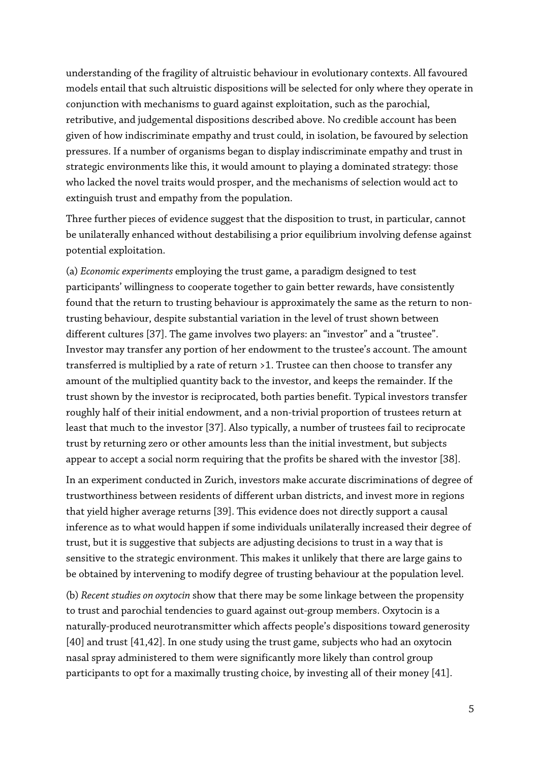understanding of the fragility of altruistic behaviour in evolutionary contexts. All favoured models entail that such altruistic dispositions will be selected for only where they operate in conjunction with mechanisms to guard against exploitation, such as the parochial, retributive, and judgemental dispositions described above. No credible account has been given of how indiscriminate empathy and trust could, in isolation, be favoured by selection pressures. If a number of organisms began to display indiscriminate empathy and trust in strategic environments like this, it would amount to playing a dominated strategy: those who lacked the novel traits would prosper, and the mechanisms of selection would act to extinguish trust and empathy from the population.

Three further pieces of evidence suggest that the disposition to trust, in particular, cannot be unilaterally enhanced without destabilising a prior equilibrium involving defense against potential exploitation.

(a) *Economic experiments* employing the trust game, a paradigm designed to test participants' willingness to cooperate together to gain better rewards, have consistently found that the return to trusting behaviour is approximately the same as the return to non-trusting behaviour, despite substantial variation in the level of trust shown between different cultures [37]. The game involves two players: an "investor" and a "trustee". Investor may transfer any portion of her endowment to the trustee's account. The amount transferred is multiplied by a rate of return >1. Trustee can then choose to transfer any amount of the multiplied quantity back to the investor, and keeps the remainder. If the trust shown by the investor is reciprocated, both parties benefit. Typical investors transfer roughly half of their initial endowment, and a non-trivial proportion of trustees return at least that much to the investor [37]. Also typically, a number of trustees fail to reciprocate trust by returning zero or other amounts less than the initial investment, but subjects appear to accept a social norm requiring that the profits be shared with the investor [38].

In an experiment conducted in Zurich, investors make accurate discriminations of degree of trustworthiness between residents of different urban districts, and invest more in regions that yield higher average returns [39]. This evidence does not directly support a causal inference as to what would happen if some individuals unilaterally increased their degree of trust, but it is suggestive that subjects are adjusting decisions to trust in a way that is sensitive to the strategic environment. This makes it unlikely that there are large gains to be obtained by intervening to modify degree of trusting behaviour at the population level.

(b) *Recent studies on oxytocin* show that there may be some linkage between the propensity to trust and parochial tendencies to guard against out-group members. Oxytocin is a naturally-produced neurotransmitter which affects people's dispositions toward generosity [40] and trust [41,42]. In one study using the trust game, subjects who had an oxytocin nasal spray administered to them were significantly more likely than control group participants to opt for a maximally trusting choice, by investing all of their money [41].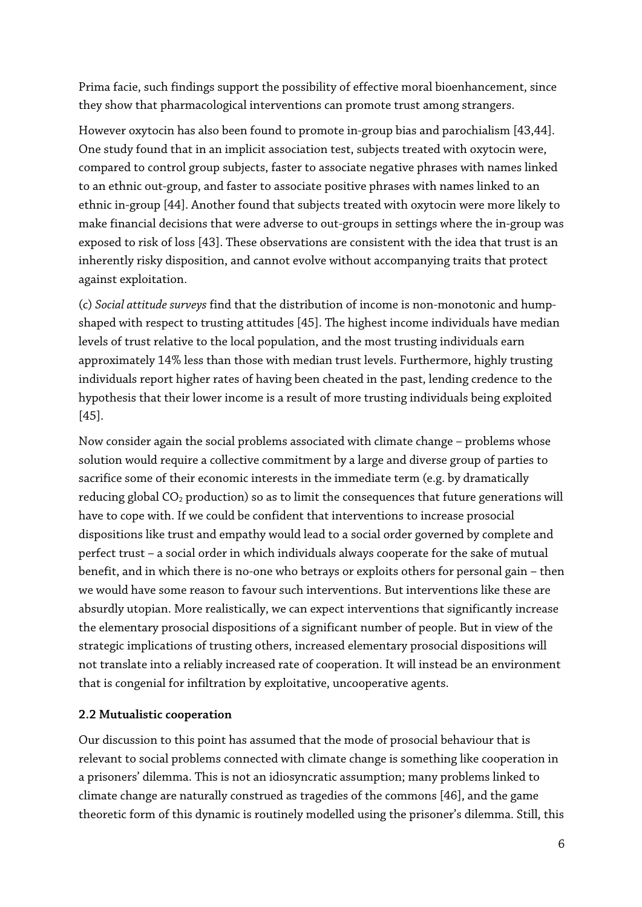Prima facie, such findings support the possibility of effective moral bioenhancement, since they show that pharmacological interventions can promote trust among strangers.

However oxytocin has also been found to promote in-group bias and parochialism [43,44]. One study found that in an implicit association test, subjects treated with oxytocin were, compared to control group subjects, faster to associate negative phrases with names linked to an ethnic out-group, and faster to associate positive phrases with names linked to an ethnic in-group [44]. Another found that subjects treated with oxytocin were more likely to make financial decisions that were adverse to out-groups in settings where the in-group was exposed to risk of loss [43]. These observations are consistent with the idea that trust is an inherently risky disposition, and cannot evolve without accompanying traits that protect against exploitation.

(c) *Social attitude surveys* find that the distribution of income is non-monotonic and hump-shaped with respect to trusting attitudes [45]. The highest income individuals have median levels of trust relative to the local population, and the most trusting individuals earn approximately 14% less than those with median trust levels. Furthermore, highly trusting individuals report higher rates of having been cheated in the past, lending credence to the hypothesis that their lower income is a result of more trusting individuals being exploited [45].

Now consider again the social problems associated with climate change – problems whose solution would require a collective commitment by a large and diverse group of parties to sacrifice some of their economic interests in the immediate term (e.g. by dramatically reducing global $CO_2$ production) so as to limit the consequences that future generations will have to cope with. If we could be confident that interventions to increase prosocial dispositions like trust and empathy would lead to a social order governed by complete and perfect trust – a social order in which individuals always cooperate for the sake of mutual benefit, and in which there is no-one who betrays or exploits others for personal gain – then we would have some reason to favour such interventions. But interventions like these are absurdly utopian. More realistically, we can expect interventions that significantly increase the elementary prosocial dispositions of a significant number of people. But in view of the strategic implications of trusting others, increased elementary prosocial dispositions will not translate into a reliably increased rate of cooperation. It will instead be an environment that is congenial for infiltration by exploitative, uncooperative agents.

### 2.2 Mutualistic cooperation

Our discussion to this point has assumed that the mode of prosocial behaviour that is relevant to social problems connected with climate change is something like cooperation in a prisoners' dilemma. This is not an idiosyncratic assumption; many problems linked to climate change are naturally construed as tragedies of the commons [46], and the game theoretic form of this dynamic is routinely modelled using the prisoner's dilemma. Still, this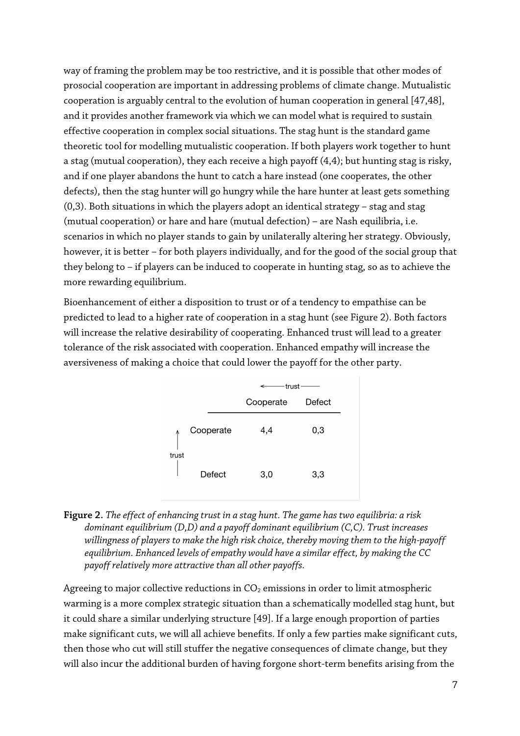way of framing the problem may be too restrictive, and it is possible that other modes of prosocial cooperation are important in addressing problems of climate change. Mutualistic cooperation is arguably central to the evolution of human cooperation in general [47,48], and it provides another framework via which we can model what is required to sustain effective cooperation in complex social situations. The stag hunt is the standard game theoretic tool for modelling mutualistic cooperation. If both players work together to hunt a stag (mutual cooperation), they each receive a high payoff (4,4); but hunting stag is risky, and if one player abandons the hunt to catch a hare instead (one cooperates, the other defects), then the stag hunter will go hungry while the hare hunter at least gets something (0,3). Both situations in which the players adopt an identical strategy – stag and stag (mutual cooperation) or hare and hare (mutual defection) – are Nash equilibria, i.e. scenarios in which no player stands to gain by unilaterally altering her strategy. Obviously, however, it is better – for both players individually, and for the good of the social group that they belong to – if players can be induced to cooperate in hunting stag, so as to achieve the more rewarding equilibrium.

Bioenhancement of either a disposition to trust or of a tendency to empathise can be predicted to lead to a higher rate of cooperation in a stag hunt (see Figure 2). Both factors will increase the relative desirability of cooperating. Enhanced trust will lead to a greater tolerance of the risk associated with cooperation. Enhanced empathy will increase the aversiveness of making a choice that could lower the payoff for the other party.

| | ← trust — Cooperate | Defect |
|---|---|---|
| ↑ trust — Cooperate | 4,4 | 0,3 |
| Defect | 3,0 | 3,3 |

**Figure 2.** *The effect of enhancing trust in a stag hunt. The game has two equilibria: a risk dominant equilibrium (D,D) and a payoff dominant equilibrium (C,C). Trust increases willingness of players to make the high risk choice, thereby moving them to the high-payoff equilibrium. Enhanced levels of empathy would have a similar effect, by making the CC payoff relatively more attractive than all other payoffs.*

Agreeing to major collective reductions in $CO_2$ emissions in order to limit atmospheric warming is a more complex strategic situation than a schematically modelled stag hunt, but it could share a similar underlying structure [49]. If a large enough proportion of parties make significant cuts, we will all achieve benefits. If only a few parties make significant cuts, then those who cut will still stuffer the negative consequences of climate change, but they will also incur the additional burden of having forgone short-term benefits arising from the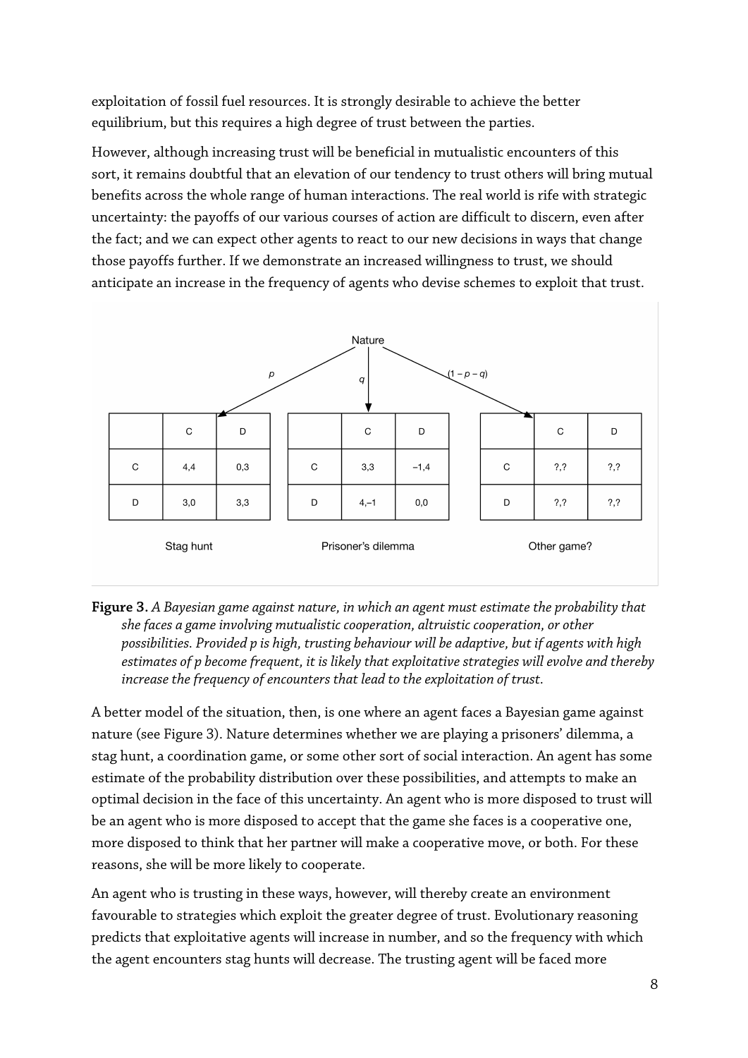exploitation of fossil fuel resources. It is strongly desirable to achieve the better equilibrium, but this requires a high degree of trust between the parties.

However, although increasing trust will be beneficial in mutualistic encounters of this sort, it remains doubtful that an elevation of our tendency to trust others will bring mutual benefits across the whole range of human interactions. The real world is rife with strategic uncertainty: the payoffs of our various courses of action are difficult to discern, even after the fact; and we can expect other agents to react to our new decisions in ways that change those payoffs further. If we demonstrate an increased willingness to trust, we should anticipate an increase in the frequency of agents who devise schemes to exploit that trust.

Nature

$p$ | $q$ | $(1 - p - q)$

**Stag hunt**

| | C | D |
|---|---|---|
| C | 4,4 | 0,3 |
| D | 3,0 | 3,3 |

**Prisoner's dilemma**

| | C | D |
|---|---|---|
| C | 3,3 | −1,4 |
| D | 4,−1 | 0,0 |

**Other game?**

| | C | D |
|---|---|---|
| C | ?,? | ?,? |
| D | ?,? | ?,? |

**Figure 3.** *A Bayesian game against nature, in which an agent must estimate the probability that she faces a game involving mutualistic cooperation, altruistic cooperation, or other possibilities. Provided p is high, trusting behaviour will be adaptive, but if agents with high estimates of p become frequent, it is likely that exploitative strategies will evolve and thereby increase the frequency of encounters that lead to the exploitation of trust.*

A better model of the situation, then, is one where an agent faces a Bayesian game against nature (see Figure 3). Nature determines whether we are playing a prisoners' dilemma, a stag hunt, a coordination game, or some other sort of social interaction. An agent has some estimate of the probability distribution over these possibilities, and attempts to make an optimal decision in the face of this uncertainty. An agent who is more disposed to trust will be an agent who is more disposed to accept that the game she faces is a cooperative one, more disposed to think that her partner will make a cooperative move, or both. For these reasons, she will be more likely to cooperate.

An agent who is trusting in these ways, however, will thereby create an environment favourable to strategies which exploit the greater degree of trust. Evolutionary reasoning predicts that exploitative agents will increase in number, and so the frequency with which the agent encounters stag hunts will decrease. The trusting agent will be faced more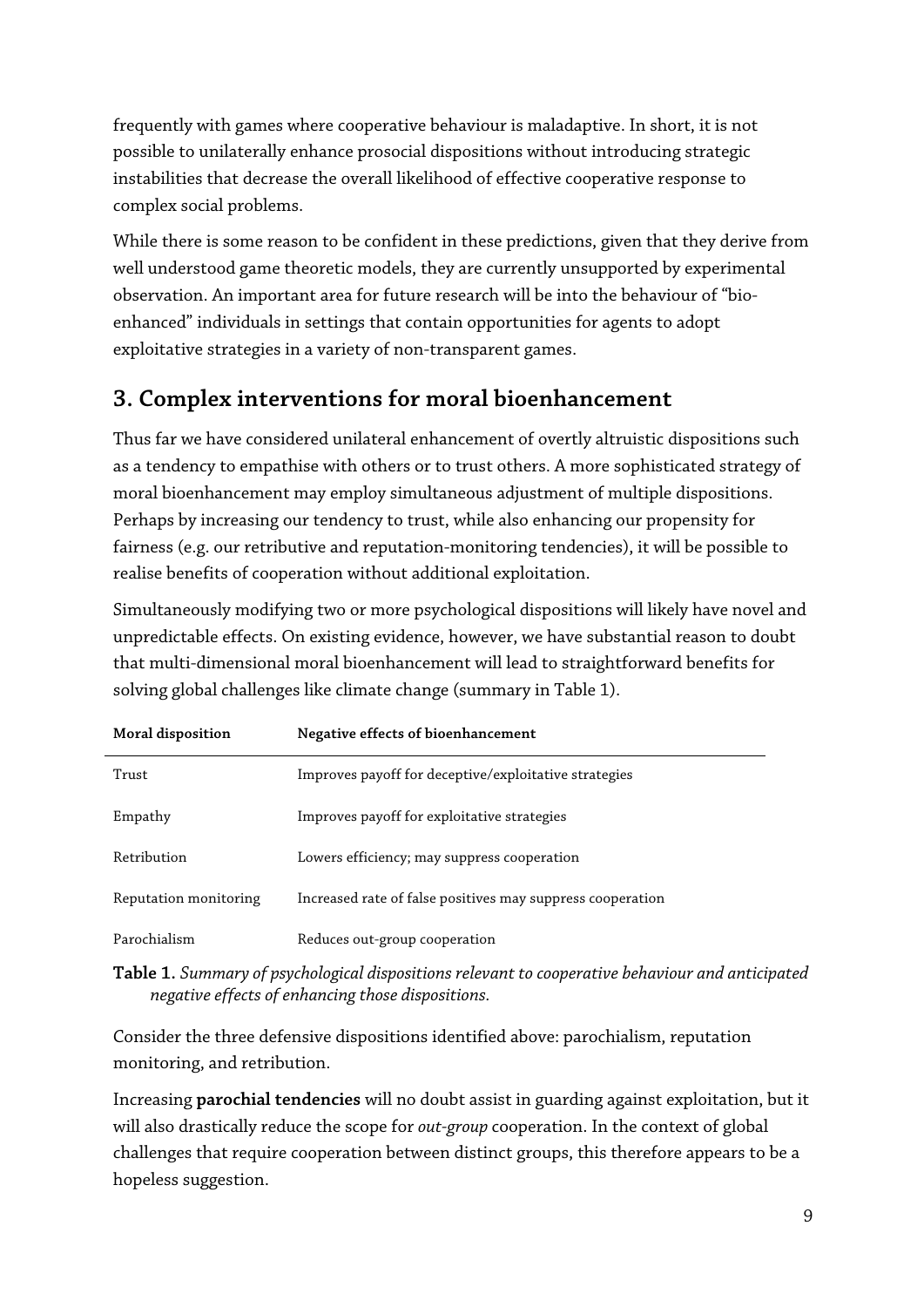frequently with games where cooperative behaviour is maladaptive. In short, it is not possible to unilaterally enhance prosocial dispositions without introducing strategic instabilities that decrease the overall likelihood of effective cooperative response to complex social problems.

While there is some reason to be confident in these predictions, given that they derive from well understood game theoretic models, they are currently unsupported by experimental observation. An important area for future research will be into the behaviour of "bio-enhanced" individuals in settings that contain opportunities for agents to adopt exploitative strategies in a variety of non-transparent games.

## 3. Complex interventions for moral bioenhancement

Thus far we have considered unilateral enhancement of overtly altruistic dispositions such as a tendency to empathise with others or to trust others. A more sophisticated strategy of moral bioenhancement may employ simultaneous adjustment of multiple dispositions. Perhaps by increasing our tendency to trust, while also enhancing our propensity for fairness (e.g. our retributive and reputation-monitoring tendencies), it will be possible to realise benefits of cooperation without additional exploitation.

Simultaneously modifying two or more psychological dispositions will likely have novel and unpredictable effects. On existing evidence, however, we have substantial reason to doubt that multi-dimensional moral bioenhancement will lead to straightforward benefits for solving global challenges like climate change (summary in Table 1).

| Moral disposition | Negative effects of bioenhancement |
|---|---|
| Trust | Improves payoff for deceptive/exploitative strategies |
| Empathy | Improves payoff for exploitative strategies |
| Retribution | Lowers efficiency; may suppress cooperation |
| Reputation monitoring | Increased rate of false positives may suppress cooperation |
| Parochialism | Reduces out-group cooperation |

**Table 1.** *Summary of psychological dispositions relevant to cooperative behaviour and anticipated negative effects of enhancing those dispositions.*

Consider the three defensive dispositions identified above: parochialism, reputation monitoring, and retribution.

Increasing **parochial tendencies** will no doubt assist in guarding against exploitation, but it will also drastically reduce the scope for *out-group* cooperation. In the context of global challenges that require cooperation between distinct groups, this therefore appears to be a hopeless suggestion.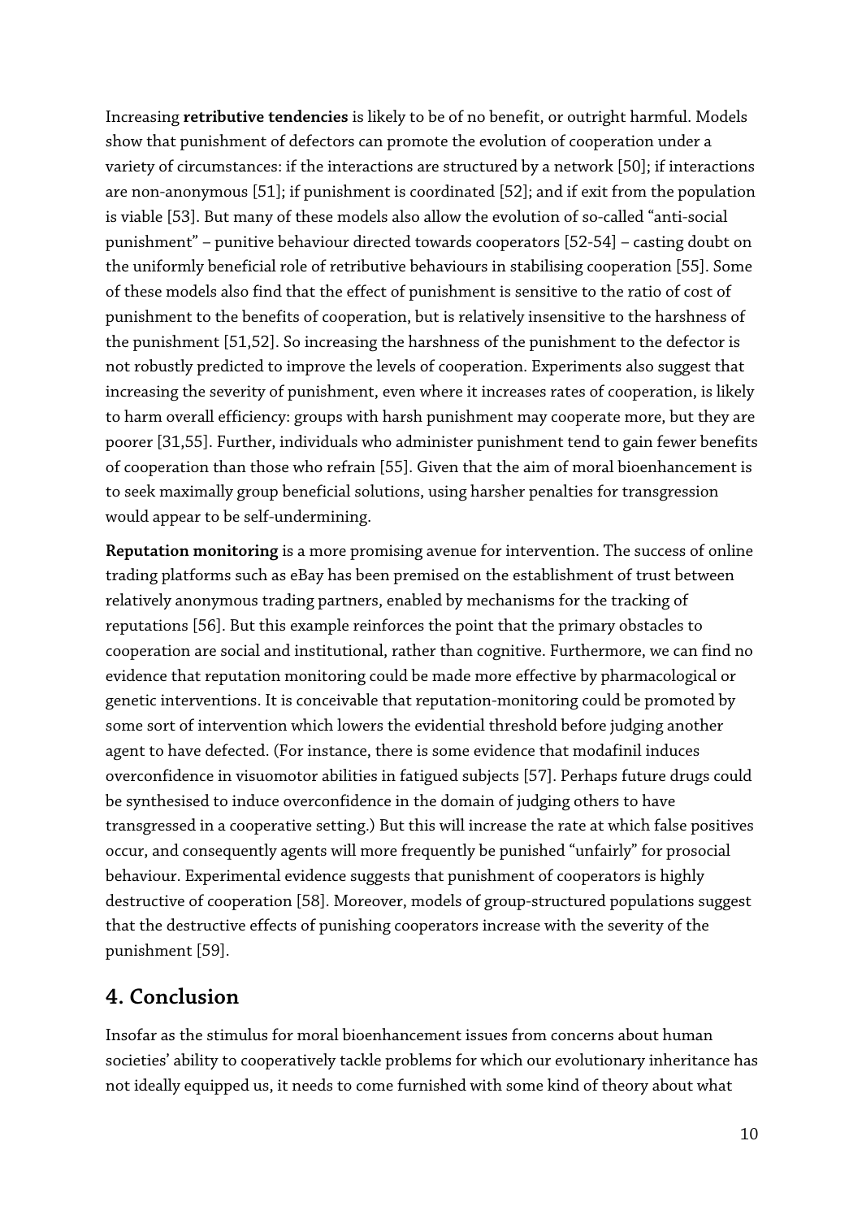Increasing **retributive tendencies** is likely to be of no benefit, or outright harmful. Models show that punishment of defectors can promote the evolution of cooperation under a variety of circumstances: if the interactions are structured by a network [50]; if interactions are non-anonymous [51]; if punishment is coordinated [52]; and if exit from the population is viable [53]. But many of these models also allow the evolution of so-called "anti-social punishment" – punitive behaviour directed towards cooperators [52-54] – casting doubt on the uniformly beneficial role of retributive behaviours in stabilising cooperation [55]. Some of these models also find that the effect of punishment is sensitive to the ratio of cost of punishment to the benefits of cooperation, but is relatively insensitive to the harshness of the punishment [51,52]. So increasing the harshness of the punishment to the defector is not robustly predicted to improve the levels of cooperation. Experiments also suggest that increasing the severity of punishment, even where it increases rates of cooperation, is likely to harm overall efficiency: groups with harsh punishment may cooperate more, but they are poorer [31,55]. Further, individuals who administer punishment tend to gain fewer benefits of cooperation than those who refrain [55]. Given that the aim of moral bioenhancement is to seek maximally group beneficial solutions, using harsher penalties for transgression would appear to be self-undermining.

**Reputation monitoring** is a more promising avenue for intervention. The success of online trading platforms such as eBay has been premised on the establishment of trust between relatively anonymous trading partners, enabled by mechanisms for the tracking of reputations [56]. But this example reinforces the point that the primary obstacles to cooperation are social and institutional, rather than cognitive. Furthermore, we can find no evidence that reputation monitoring could be made more effective by pharmacological or genetic interventions. It is conceivable that reputation-monitoring could be promoted by some sort of intervention which lowers the evidential threshold before judging another agent to have defected. (For instance, there is some evidence that modafinil induces overconfidence in visuomotor abilities in fatigued subjects [57]. Perhaps future drugs could be synthesised to induce overconfidence in the domain of judging others to have transgressed in a cooperative setting.) But this will increase the rate at which false positives occur, and consequently agents will more frequently be punished "unfairly" for prosocial behaviour. Experimental evidence suggests that punishment of cooperators is highly destructive of cooperation [58]. Moreover, models of group-structured populations suggest that the destructive effects of punishing cooperators increase with the severity of the punishment [59].

## 4. Conclusion

Insofar as the stimulus for moral bioenhancement issues from concerns about human societies' ability to cooperatively tackle problems for which our evolutionary inheritance has not ideally equipped us, it needs to come furnished with some kind of theory about what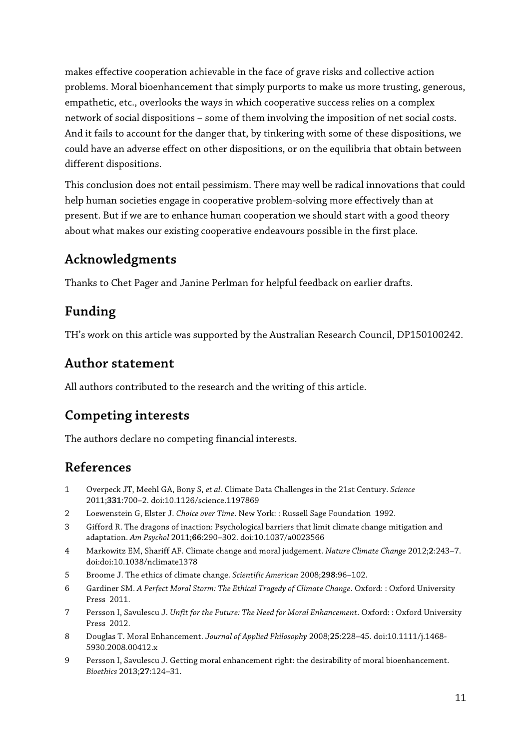makes effective cooperation achievable in the face of grave risks and collective action problems. Moral bioenhancement that simply purports to make us more trusting, generous, empathetic, etc., overlooks the ways in which cooperative success relies on a complex network of social dispositions – some of them involving the imposition of net social costs. And it fails to account for the danger that, by tinkering with some of these dispositions, we could have an adverse effect on other dispositions, or on the equilibria that obtain between different dispositions.

This conclusion does not entail pessimism. There may well be radical innovations that could help human societies engage in cooperative problem-solving more effectively than at present. But if we are to enhance human cooperation we should start with a good theory about what makes our existing cooperative endeavours possible in the first place.

## Acknowledgments

Thanks to Chet Pager and Janine Perlman for helpful feedback on earlier drafts.

## Funding

TH's work on this article was supported by the Australian Research Council, DP150100242.

## Author statement

All authors contributed to the research and the writing of this article.

## Competing interests

The authors declare no competing financial interests.

## References

1. Overpeck JT, Meehl GA, Bony S, *et al.* Climate Data Challenges in the 21st Century. *Science* 2011;**331**:700–2. doi:10.1126/science.1197869
2. Loewenstein G, Elster J. *Choice over Time*. New York: : Russell Sage Foundation 1992.
3. Gifford R. The dragons of inaction: Psychological barriers that limit climate change mitigation and adaptation. *Am Psychol* 2011;**66**:290–302. doi:10.1037/a0023566
4. Markowitz EM, Shariff AF. Climate change and moral judgement. *Nature Climate Change* 2012;**2**:243–7. doi:doi:10.1038/nclimate1378
5. Broome J. The ethics of climate change. *Scientific American* 2008;**298**:96–102.
6. Gardiner SM. *A Perfect Moral Storm: The Ethical Tragedy of Climate Change*. Oxford: : Oxford University Press 2011.
7. Persson I, Savulescu J. *Unfit for the Future: The Need for Moral Enhancement*. Oxford: : Oxford University Press 2012.
8. Douglas T. Moral Enhancement. *Journal of Applied Philosophy* 2008;**25**:228–45. doi:10.1111/j.1468-5930.2008.00412.x
9. Persson I, Savulescu J. Getting moral enhancement right: the desirability of moral bioenhancement. *Bioethics* 2013;**27**:124–31.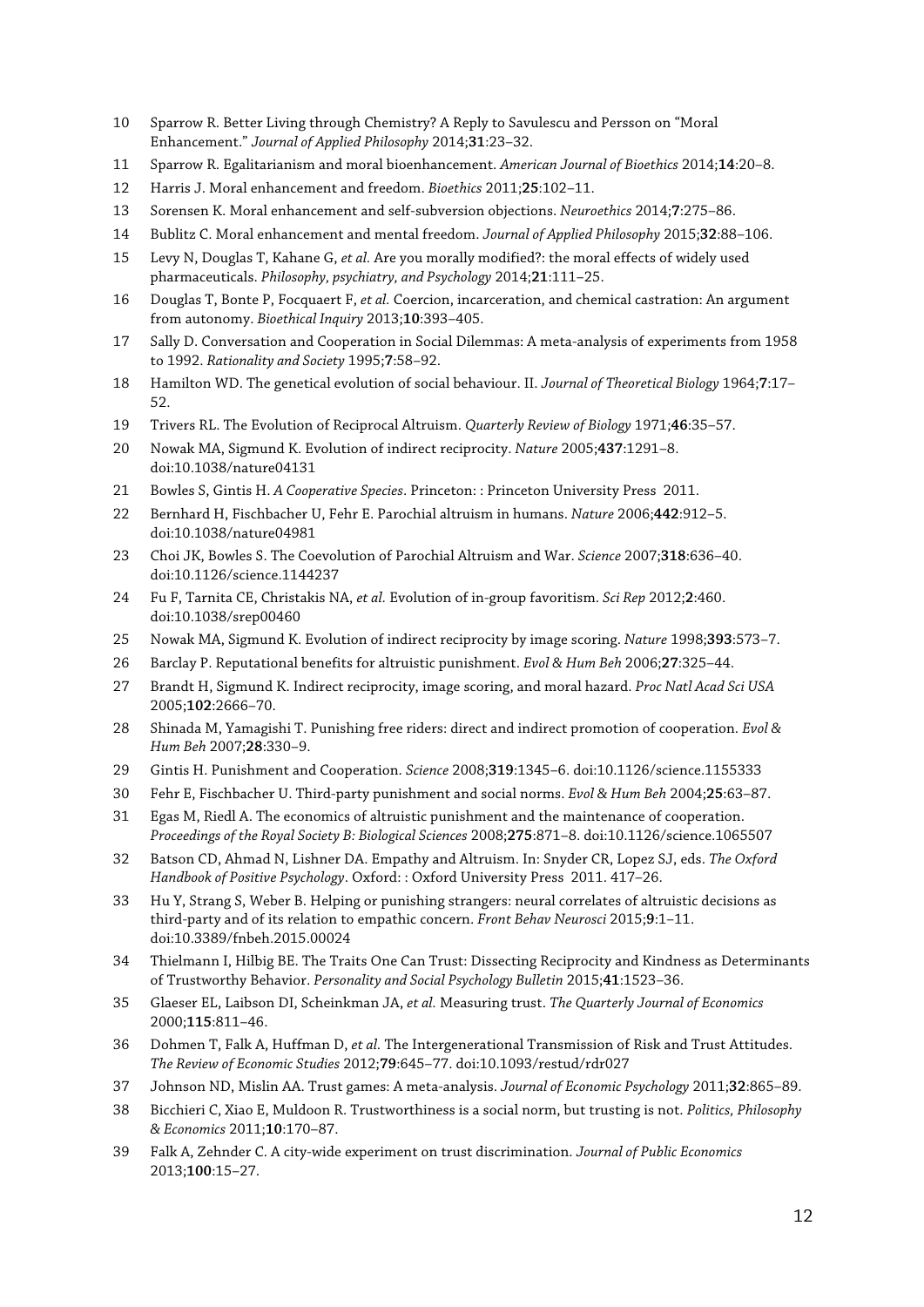10 Sparrow R. Better Living through Chemistry? A Reply to Savulescu and Persson on "Moral Enhancement." *Journal of Applied Philosophy* 2014;**31**:23–32.

11 Sparrow R. Egalitarianism and moral bioenhancement. *American Journal of Bioethics* 2014;**14**:20–8.

12 Harris J. Moral enhancement and freedom. *Bioethics* 2011;**25**:102–11.

13 Sorensen K. Moral enhancement and self-subversion objections. *Neuroethics* 2014;**7**:275–86.

14 Bublitz C. Moral enhancement and mental freedom. *Journal of Applied Philosophy* 2015;**32**:88–106.

15 Levy N, Douglas T, Kahane G, *et al.* Are you morally modified?: the moral effects of widely used pharmaceuticals. *Philosophy, psychiatry, and Psychology* 2014;**21**:111–25.

16 Douglas T, Bonte P, Focquaert F, *et al.* Coercion, incarceration, and chemical castration: An argument from autonomy. *Bioethical Inquiry* 2013;**10**:393–405.

17 Sally D. Conversation and Cooperation in Social Dilemmas: A meta-analysis of experiments from 1958 to 1992. *Rationality and Society* 1995;**7**:58–92.

18 Hamilton WD. The genetical evolution of social behaviour. II. *Journal of Theoretical Biology* 1964;**7**:17–52.

19 Trivers RL. The Evolution of Reciprocal Altruism. *Quarterly Review of Biology* 1971;**46**:35–57.

20 Nowak MA, Sigmund K. Evolution of indirect reciprocity. *Nature* 2005;**437**:1291–8. doi:10.1038/nature04131

21 Bowles S, Gintis H. *A Cooperative Species*. Princeton: : Princeton University Press 2011.

22 Bernhard H, Fischbacher U, Fehr E. Parochial altruism in humans. *Nature* 2006;**442**:912–5. doi:10.1038/nature04981

23 Choi JK, Bowles S. The Coevolution of Parochial Altruism and War. *Science* 2007;**318**:636–40. doi:10.1126/science.1144237

24 Fu F, Tarnita CE, Christakis NA, *et al.* Evolution of in-group favoritism. *Sci Rep* 2012;**2**:460. doi:10.1038/srep00460

25 Nowak MA, Sigmund K. Evolution of indirect reciprocity by image scoring. *Nature* 1998;**393**:573–7.

26 Barclay P. Reputational benefits for altruistic punishment. *Evol & Hum Beh* 2006;**27**:325–44.

27 Brandt H, Sigmund K. Indirect reciprocity, image scoring, and moral hazard. *Proc Natl Acad Sci USA* 2005;**102**:2666–70.

28 Shinada M, Yamagishi T. Punishing free riders: direct and indirect promotion of cooperation. *Evol & Hum Beh* 2007;**28**:330–9.

29 Gintis H. Punishment and Cooperation. *Science* 2008;**319**:1345–6. doi:10.1126/science.1155333

30 Fehr E, Fischbacher U. Third-party punishment and social norms. *Evol & Hum Beh* 2004;**25**:63–87.

31 Egas M, Riedl A. The economics of altruistic punishment and the maintenance of cooperation. *Proceedings of the Royal Society B: Biological Sciences* 2008;**275**:871–8. doi:10.1126/science.1065507

32 Batson CD, Ahmad N, Lishner DA. Empathy and Altruism. In: Snyder CR, Lopez SJ, eds. *The Oxford Handbook of Positive Psychology*. Oxford: : Oxford University Press 2011. 417–26.

33 Hu Y, Strang S, Weber B. Helping or punishing strangers: neural correlates of altruistic decisions as third-party and of its relation to empathic concern. *Front Behav Neurosci* 2015;**9**:1–11. doi:10.3389/fnbeh.2015.00024

34 Thielmann I, Hilbig BE. The Traits One Can Trust: Dissecting Reciprocity and Kindness as Determinants of Trustworthy Behavior. *Personality and Social Psychology Bulletin* 2015;**41**:1523–36.

35 Glaeser EL, Laibson DI, Scheinkman JA, *et al.* Measuring trust. *The Quarterly Journal of Economics* 2000;**115**:811–46.

36 Dohmen T, Falk A, Huffman D, *et al.* The Intergenerational Transmission of Risk and Trust Attitudes. *The Review of Economic Studies* 2012;**79**:645–77. doi:10.1093/restud/rdr027

37 Johnson ND, Mislin AA. Trust games: A meta-analysis. *Journal of Economic Psychology* 2011;**32**:865–89.

38 Bicchieri C, Xiao E, Muldoon R. Trustworthiness is a social norm, but trusting is not. *Politics, Philosophy & Economics* 2011;**10**:170–87.

39 Falk A, Zehnder C. A city-wide experiment on trust discrimination. *Journal of Public Economics* 2013;**100**:15–27.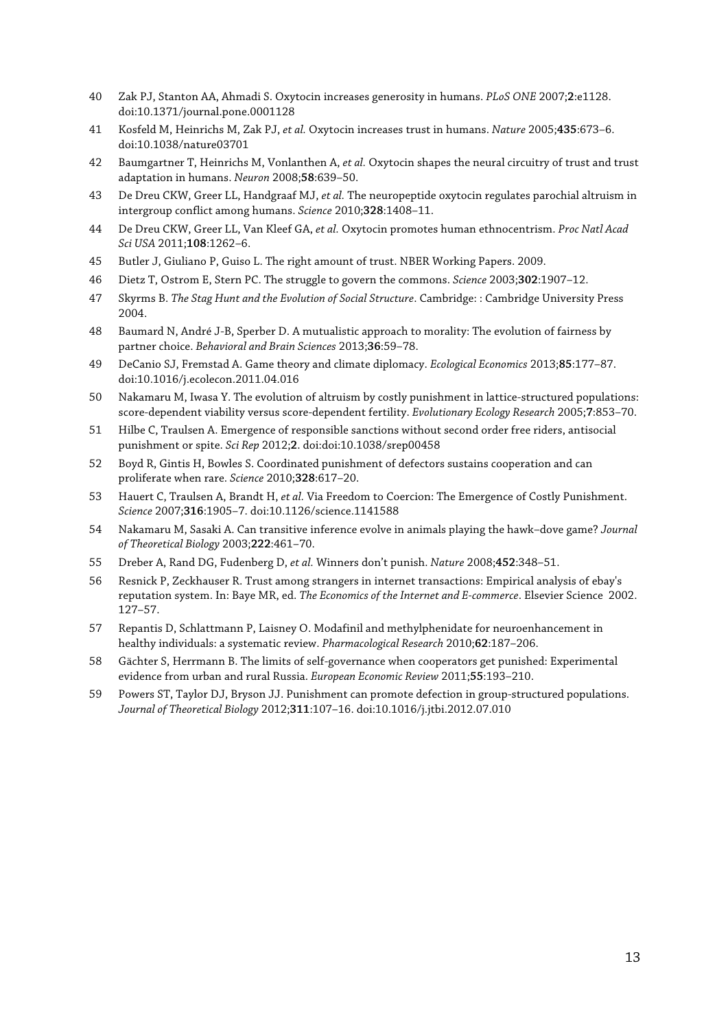40 Zak PJ, Stanton AA, Ahmadi S. Oxytocin increases generosity in humans. *PLoS ONE* 2007;**2**:e1128. doi:10.1371/journal.pone.0001128

41 Kosfeld M, Heinrichs M, Zak PJ, *et al.* Oxytocin increases trust in humans. *Nature* 2005;**435**:673–6. doi:10.1038/nature03701

42 Baumgartner T, Heinrichs M, Vonlanthen A, *et al.* Oxytocin shapes the neural circuitry of trust and trust adaptation in humans. *Neuron* 2008;**58**:639–50.

43 De Dreu CKW, Greer LL, Handgraaf MJ, *et al.* The neuropeptide oxytocin regulates parochial altruism in intergroup conflict among humans. *Science* 2010;**328**:1408–11.

44 De Dreu CKW, Greer LL, Van Kleef GA, *et al.* Oxytocin promotes human ethnocentrism. *Proc Natl Acad Sci USA* 2011;**108**:1262–6.

45 Butler J, Giuliano P, Guiso L. The right amount of trust. NBER Working Papers. 2009.

46 Dietz T, Ostrom E, Stern PC. The struggle to govern the commons. *Science* 2003;**302**:1907–12.

47 Skyrms B. *The Stag Hunt and the Evolution of Social Structure*. Cambridge: : Cambridge University Press 2004.

48 Baumard N, André J-B, Sperber D. A mutualistic approach to morality: The evolution of fairness by partner choice. *Behavioral and Brain Sciences* 2013;**36**:59–78.

49 DeCanio SJ, Fremstad A. Game theory and climate diplomacy. *Ecological Economics* 2013;**85**:177–87. doi:10.1016/j.ecolecon.2011.04.016

50 Nakamaru M, Iwasa Y. The evolution of altruism by costly punishment in lattice-structured populations: score-dependent viability versus score-dependent fertility. *Evolutionary Ecology Research* 2005;**7**:853–70.

51 Hilbe C, Traulsen A. Emergence of responsible sanctions without second order free riders, antisocial punishment or spite. *Sci Rep* 2012;**2**. doi:doi:10.1038/srep00458

52 Boyd R, Gintis H, Bowles S. Coordinated punishment of defectors sustains cooperation and can proliferate when rare. *Science* 2010;**328**:617–20.

53 Hauert C, Traulsen A, Brandt H, *et al.* Via Freedom to Coercion: The Emergence of Costly Punishment. *Science* 2007;**316**:1905–7. doi:10.1126/science.1141588

54 Nakamaru M, Sasaki A. Can transitive inference evolve in animals playing the hawk–dove game? *Journal of Theoretical Biology* 2003;**222**:461–70.

55 Dreber A, Rand DG, Fudenberg D, *et al.* Winners don't punish. *Nature* 2008;**452**:348–51.

56 Resnick P, Zeckhauser R. Trust among strangers in internet transactions: Empirical analysis of ebay's reputation system. In: Baye MR, ed. *The Economics of the Internet and E-commerce*. Elsevier Science 2002. 127–57.

57 Repantis D, Schlattmann P, Laisney O. Modafinil and methylphenidate for neuroenhancement in healthy individuals: a systematic review. *Pharmacological Research* 2010;**62**:187–206.

58 Gächter S, Herrmann B. The limits of self-governance when cooperators get punished: Experimental evidence from urban and rural Russia. *European Economic Review* 2011;**55**:193–210.

59 Powers ST, Taylor DJ, Bryson JJ. Punishment can promote defection in group-structured populations. *Journal of Theoretical Biology* 2012;**311**:107–16. doi:10.1016/j.jtbi.2012.07.010